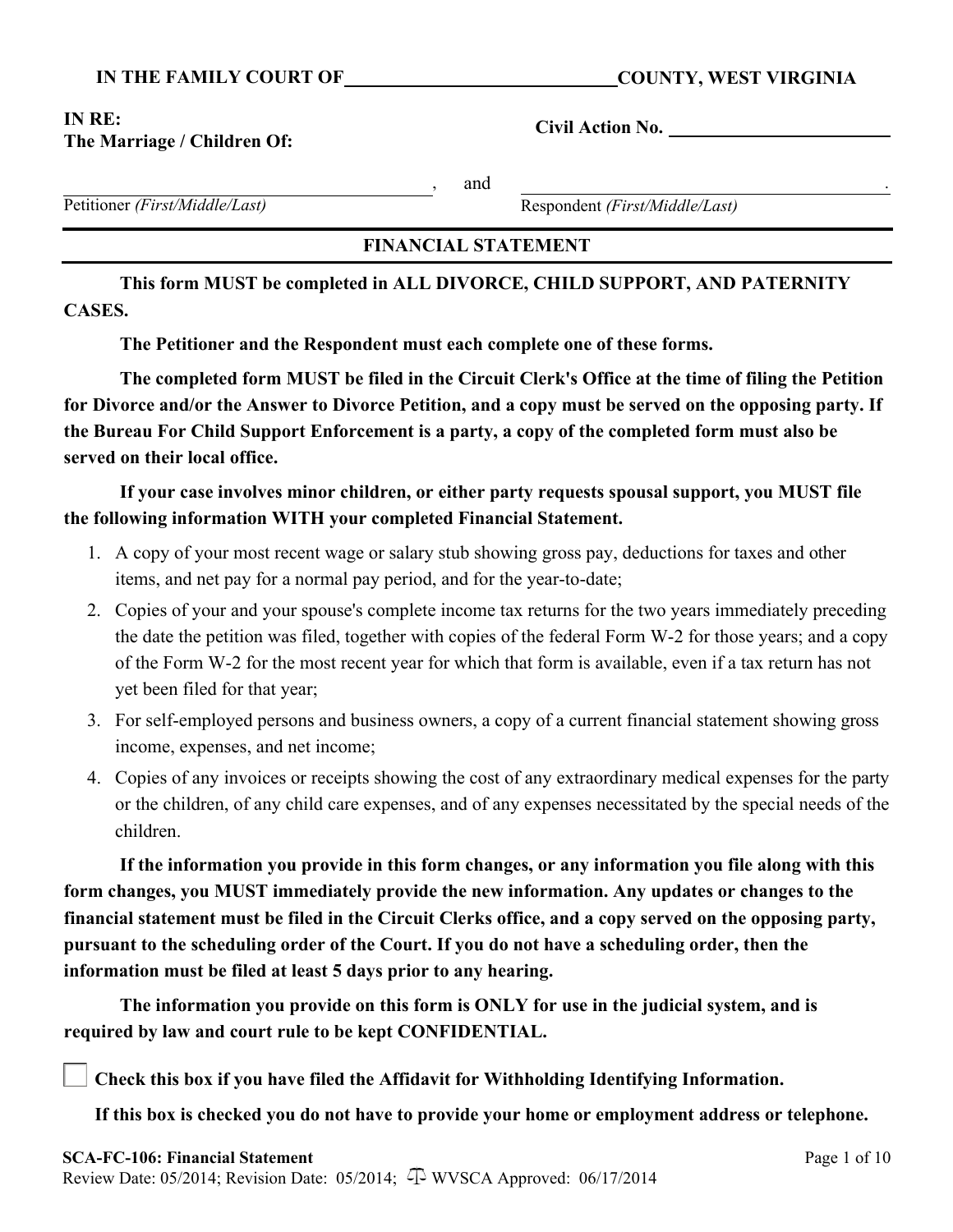**IN THE FAMILY COURT OF \_\_\_\_\_\_\_\_\_\_\_\_\_\_\_\_\_\_\_\_\_\_\_\_\_\_\_\_ COUNTY, WEST VIRGINIA**

**IN RE:**
**The Marriage / Children Of:**

**Civil Action No.** \_\_\_\_\_\_\_\_\_\_\_\_\_\_\_\_\_\_\_\_\_\_\_\_

\_\_\_\_\_\_\_\_\_\_\_\_\_\_\_\_\_\_\_\_\_\_\_\_\_\_\_\_\_\_\_\_\_\_\_\_\_\_\_\_\_\_\_\_\_\_\_\_\_\_, and \_\_\_\_\_\_\_\_\_\_\_\_\_\_\_\_\_\_\_\_\_\_\_\_\_\_\_\_\_\_\_\_\_\_\_\_\_\_\_\_\_\_\_\_\_\_\_\_\_\_.

Petitioner *(First/Middle/Last)* Respondent *(First/Middle/Last)*

## FINANCIAL STATEMENT

**This form MUST be completed in ALL DIVORCE, CHILD SUPPORT, AND PATERNITY CASES.**

**The Petitioner and the Respondent must each complete one of these forms.**

**The completed form MUST be filed in the Circuit Clerk's Office at the time of filing the Petition for Divorce and/or the Answer to Divorce Petition, and a copy must be served on the opposing party. If the Bureau For Child Support Enforcement is a party, a copy of the completed form must also be served on their local office.**

**If your case involves minor children, or either party requests spousal support, you MUST file the following information WITH your completed Financial Statement.**

1. A copy of your most recent wage or salary stub showing gross pay, deductions for taxes and other items, and net pay for a normal pay period, and for the year-to-date;
2. Copies of your and your spouse's complete income tax returns for the two years immediately preceding the date the petition was filed, together with copies of the federal Form W-2 for those years; and a copy of the Form W-2 for the most recent year for which that form is available, even if a tax return has not yet been filed for that year;
3. For self-employed persons and business owners, a copy of a current financial statement showing gross income, expenses, and net income;
4. Copies of any invoices or receipts showing the cost of any extraordinary medical expenses for the party or the children, of any child care expenses, and of any expenses necessitated by the special needs of the children.

**If the information you provide in this form changes, or any information you file along with this form changes, you MUST immediately provide the new information. Any updates or changes to the financial statement must be filed in the Circuit Clerks office, and a copy served on the opposing party, pursuant to the scheduling order of the Court. If you do not have a scheduling order, then the information must be filed at least 5 days prior to any hearing.**

**The information you provide on this form is ONLY for use in the judicial system, and is required by law and court rule to be kept CONFIDENTIAL.**

☐ **Check this box if you have filed the Affidavit for Withholding Identifying Information.**

**If this box is checked you do not have to provide your home or employment address or telephone.**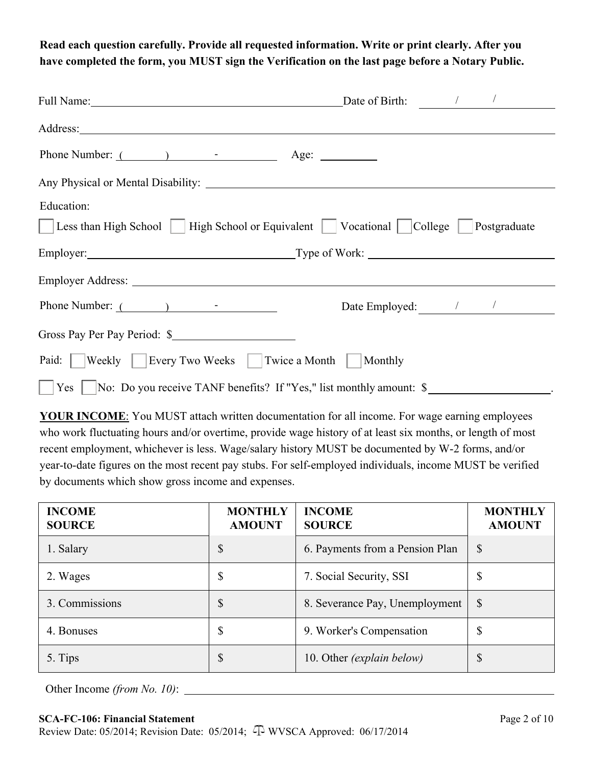**Read each question carefully. Provide all requested information. Write or print clearly. After you have completed the form, you MUST sign the Verification on the last page before a Notary Public.**

Full Name: ______________________________ Date of Birth: ____ / ____ / ____

Address: ____________________________________________________________

Phone Number: ( ______ ) ______ - ______ Age: ______

Any Physical or Mental Disability: ____________________________________

Education:

☐ Less than High School ☐ High School or Equivalent ☐ Vocational ☐ College ☐ Postgraduate

Employer: ______________________________ Type of Work: ______________________________

Employer Address: ____________________________________________________________

Phone Number: ( ______ ) ______ - ______ Date Employed: ____ / ____ / ____

Gross Pay Per Pay Period: $______________

Paid: ☐ Weekly ☐ Every Two Weeks ☐ Twice a Month ☐ Monthly

☐ Yes ☐ No: Do you receive TANF benefits? If "Yes," list monthly amount: $______________.

**YOUR INCOME**: You MUST attach written documentation for all income. For wage earning employees who work fluctuating hours and/or overtime, provide wage history of at least six months, or length of most recent employment, whichever is less. Wage/salary history MUST be documented by W-2 forms, and/or year-to-date figures on the most recent pay stubs. For self-employed individuals, income MUST be verified by documents which show gross income and expenses.

| INCOME SOURCE | MONTHLY AMOUNT | INCOME SOURCE | MONTHLY AMOUNT |
|---|---|---|---|
| 1. Salary | $ | 6. Payments from a Pension Plan | $ |
| 2. Wages | $ | 7. Social Security, SSI | $ |
| 3. Commissions | $ | 8. Severance Pay, Unemployment | $ |
| 4. Bonuses | $ | 9. Worker's Compensation | $ |
| 5. Tips | $ | 10. Other *(explain below)* | $ |

Other Income *(from No. 10)*: ____________________________________________________________

**SCA-FC-106: Financial Statement**
Review Date: 05/2014; Revision Date: 05/2014; WVSCA Approved: 06/17/2014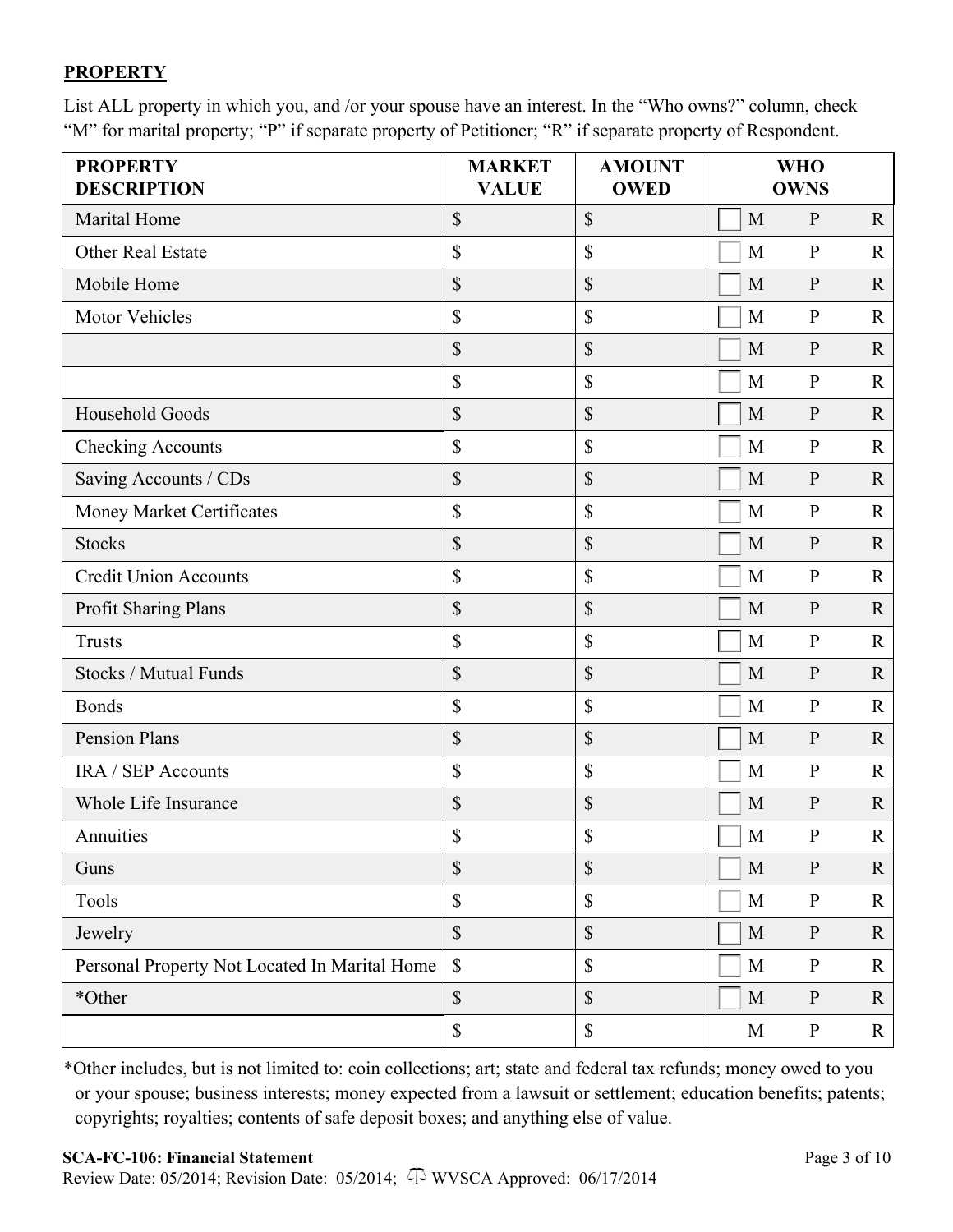**PROPERTY**

List ALL property in which you, and /or your spouse have an interest. In the "Who owns?" column, check "M" for marital property; "P" if separate property of Petitioner; "R" if separate property of Respondent.

| PROPERTY DESCRIPTION | MARKET VALUE | AMOUNT OWED | WHO OWNS |
|---|---|---|---|
| Marital Home | $ | $ | ☐ M P R |
| Other Real Estate | $ | $ | ☐ M P R |
| Mobile Home | $ | $ | ☐ M P R |
| Motor Vehicles | $ | $ | ☐ M P R |
| | $ | $ | ☐ M P R |
| | $ | $ | ☐ M P R |
| Household Goods | $ | $ | ☐ M P R |
| Checking Accounts | $ | $ | ☐ M P R |
| Saving Accounts / CDs | $ | $ | ☐ M P R |
| Money Market Certificates | $ | $ | ☐ M P R |
| Stocks | $ | $ | ☐ M P R |
| Credit Union Accounts | $ | $ | ☐ M P R |
| Profit Sharing Plans | $ | $ | ☐ M P R |
| Trusts | $ | $ | ☐ M P R |
| Stocks / Mutual Funds | $ | $ | ☐ M P R |
| Bonds | $ | $ | ☐ M P R |
| Pension Plans | $ | $ | ☐ M P R |
| IRA / SEP Accounts | $ | $ | ☐ M P R |
| Whole Life Insurance | $ | $ | ☐ M P R |
| Annuities | $ | $ | ☐ M P R |
| Guns | $ | $ | ☐ M P R |
| Tools | $ | $ | ☐ M P R |
| Jewelry | $ | $ | ☐ M P R |
| Personal Property Not Located In Marital Home | $ | $ | ☐ M P R |
| *Other | $ | $ | ☐ M P R |
| | $ | $ | M P R |

*Other includes, but is not limited to: coin collections; art; state and federal tax refunds; money owed to you or your spouse; business interests; money expected from a lawsuit or settlement; education benefits; patents; copyrights; royalties; contents of safe deposit boxes; and anything else of value.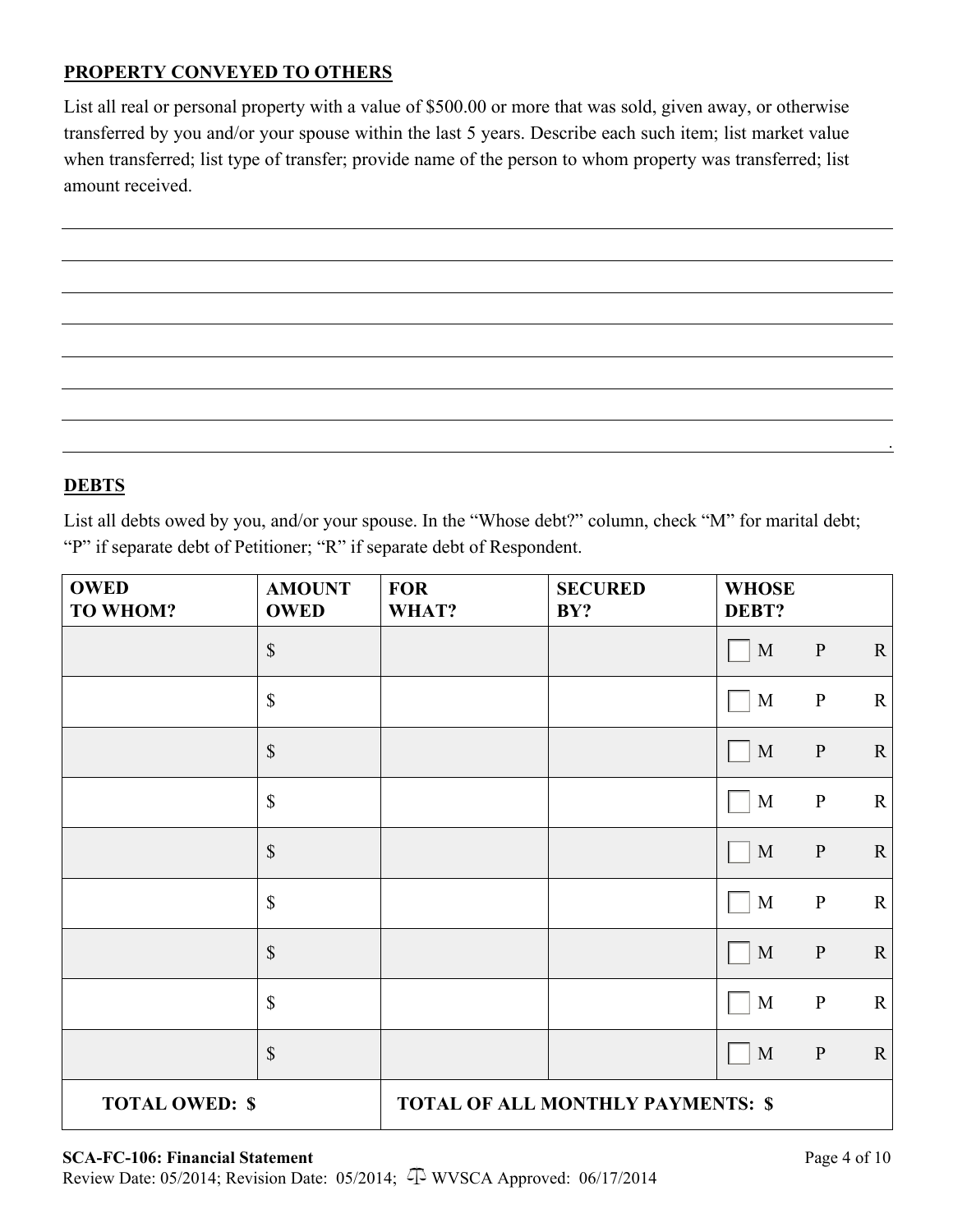**PROPERTY CONVEYED TO OTHERS**

List all real or personal property with a value of $500.00 or more that was sold, given away, or otherwise transferred by you and/or your spouse within the last 5 years. Describe each such item; list market value when transferred; list type of transfer; provide name of the person to whom property was transferred; list amount received.

______________________________________________________________________________

______________________________________________________________________________

______________________________________________________________________________

______________________________________________________________________________

______________________________________________________________________________

______________________________________________________________________________

______________________________________________________________________________.

**DEBTS**

List all debts owed by you, and/or your spouse. In the "Whose debt?" column, check "M" for marital debt; "P" if separate debt of Petitioner; "R" if separate debt of Respondent.

| OWED TO WHOM? | AMOUNT OWED | FOR WHAT? | SECURED BY? | WHOSE DEBT? |
|---|---|---|---|---|
| | $ | | | ☐ M P R |
| | $ | | | ☐ M P R |
| | $ | | | ☐ M P R |
| | $ | | | ☐ M P R |
| | $ | | | ☐ M P R |
| | $ | | | ☐ M P R |
| | $ | | | ☐ M P R |
| | $ | | | ☐ M P R |
| | $ | | | ☐ M P R |
| **TOTAL OWED: $** | | **TOTAL OF ALL MONTHLY PAYMENTS: $** | | |

**SCA-FC-106: Financial Statement**
Review Date: 05/2014; Revision Date: 05/2014; WVSCA Approved: 06/17/2014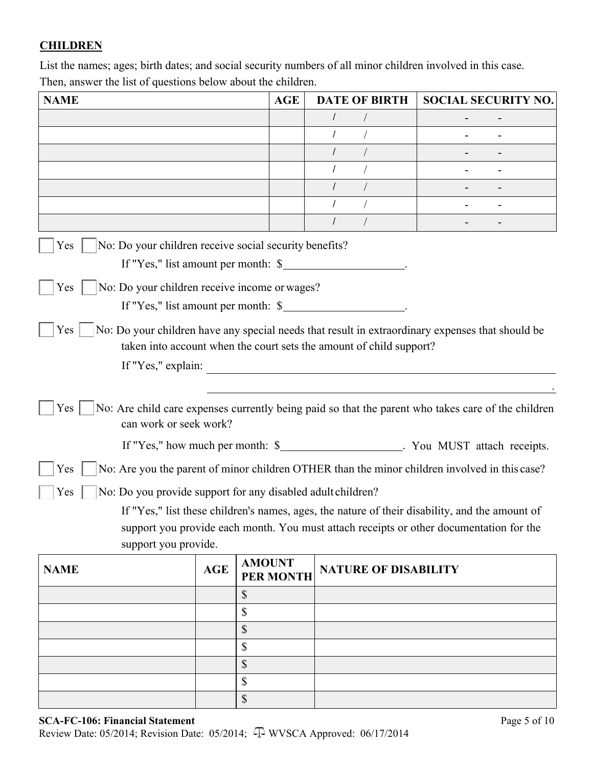**CHILDREN**

List the names; ages; birth dates; and social security numbers of all minor children involved in this case. Then, answer the list of questions below about the children.

| NAME | AGE | DATE OF BIRTH | SOCIAL SECURITY NO. |
|---|---|---|---|
| | | / / | - - |
| | | / / | - - |
| | | / / | - - |
| | | / / | - - |
| | | / / | - - |
| | | / / | - - |
| | | / / | - - |

☐ Yes ☐ No: Do your children receive social security benefits?

If "Yes," list amount per month: $\_\_\_\_\_\_\_\_\_\_\_\_\_\_\_\_\_\_\_\_.

☐ Yes ☐ No: Do your children receive income or wages?

If "Yes," list amount per month: $\_\_\_\_\_\_\_\_\_\_\_\_\_\_\_\_\_\_\_\_.

☐ Yes ☐ No: Do your children have any special needs that result in extraordinary expenses that should be taken into account when the court sets the amount of child support?

If "Yes," explain: \_\_\_\_\_\_\_\_\_\_\_\_\_\_\_\_\_\_\_\_\_\_\_\_\_\_\_\_\_\_\_\_\_\_\_\_\_\_\_\_\_\_\_\_\_\_\_\_\_\_

\_\_\_\_\_\_\_\_\_\_\_\_\_\_\_\_\_\_\_\_\_\_\_\_\_\_\_\_\_\_\_\_\_\_\_\_\_\_\_\_\_\_\_\_\_\_\_\_\_\_.

☐ Yes ☐ No: Are child care expenses currently being paid so that the parent who takes care of the children can work or seek work?

If "Yes," how much per month: $\_\_\_\_\_\_\_\_\_\_\_\_\_\_\_\_\_\_\_\_. You MUST attach receipts.

☐ Yes ☐ No: Are you the parent of minor children OTHER than the minor children involved in this case?

☐ Yes ☐ No: Do you provide support for any disabled adult children?

If "Yes," list these children's names, ages, the nature of their disability, and the amount of support you provide each month. You must attach receipts or other documentation for the support you provide.

| NAME | AGE | AMOUNT PER MONTH | NATURE OF DISABILITY |
|---|---|---|---|
| | | $ | |
| | | $ | |
| | | $ | |
| | | $ | |
| | | $ | |
| | | $ | |
| | | $ | |

**SCA-FC-106: Financial Statement**

Review Date: 05/2014; Revision Date: 05/2014; WVSCA Approved: 06/17/2014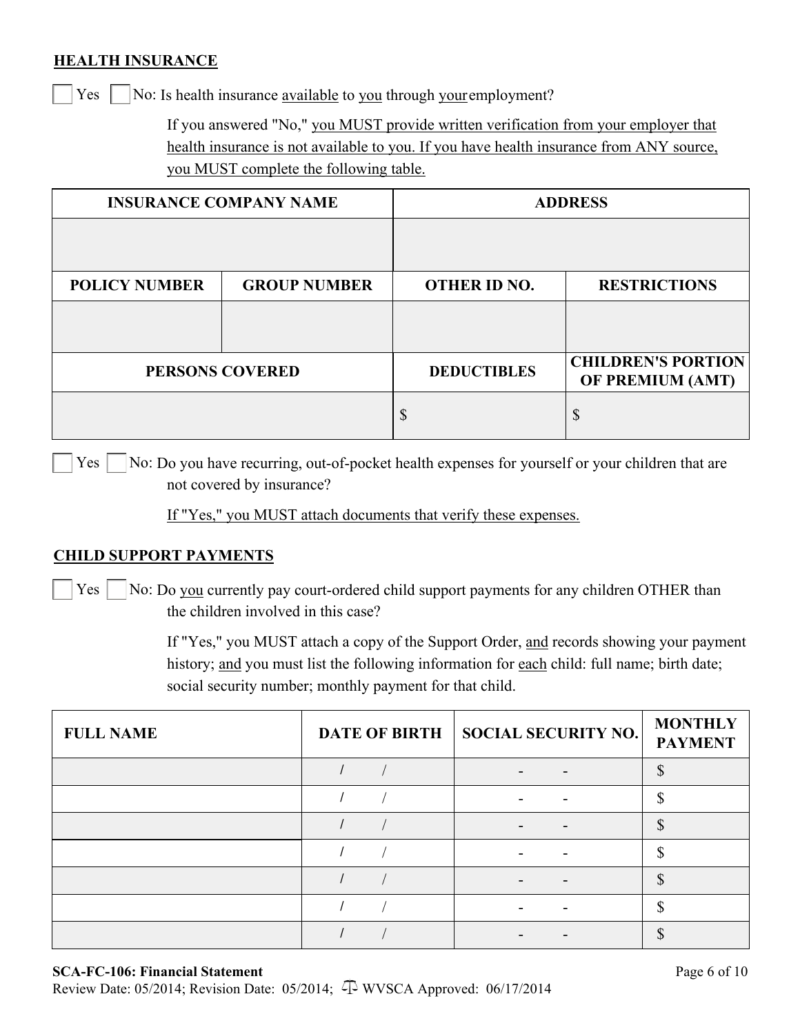## HEALTH INSURANCE

☐ Yes ☐ No: Is health insurance available to you through your employment?

If you answered "No," you MUST provide written verification from your employer that health insurance is not available to you. If you have health insurance from ANY source, you MUST complete the following table.

| INSURANCE COMPANY NAME | | ADDRESS | |
|---|---|---|---|
| | | | |
| **POLICY NUMBER** | **GROUP NUMBER** | **OTHER ID NO.** | **RESTRICTIONS** |
| | | | |
| **PERSONS COVERED** | | **DEDUCTIBLES** | **CHILDREN'S PORTION OF PREMIUM (AMT)** |
| | | $ | $ |

☐ Yes ☐ No: Do you have recurring, out-of-pocket health expenses for yourself or your children that are not covered by insurance?

If "Yes," you MUST attach documents that verify these expenses.

## CHILD SUPPORT PAYMENTS

☐ Yes ☐ No: Do you currently pay court-ordered child support payments for any children OTHER than the children involved in this case?

If "Yes," you MUST attach a copy of the Support Order, and records showing your payment history; and you must list the following information for each child: full name; birth date; social security number; monthly payment for that child.

| FULL NAME | DATE OF BIRTH | SOCIAL SECURITY NO. | MONTHLY PAYMENT |
|---|---|---|---|
| | / / | - - | $ |
| | / / | - - | $ |
| | / / | - - | $ |
| | / / | - - | $ |
| | / / | - - | $ |
| | / / | - - | $ |
| | / / | - - | $ |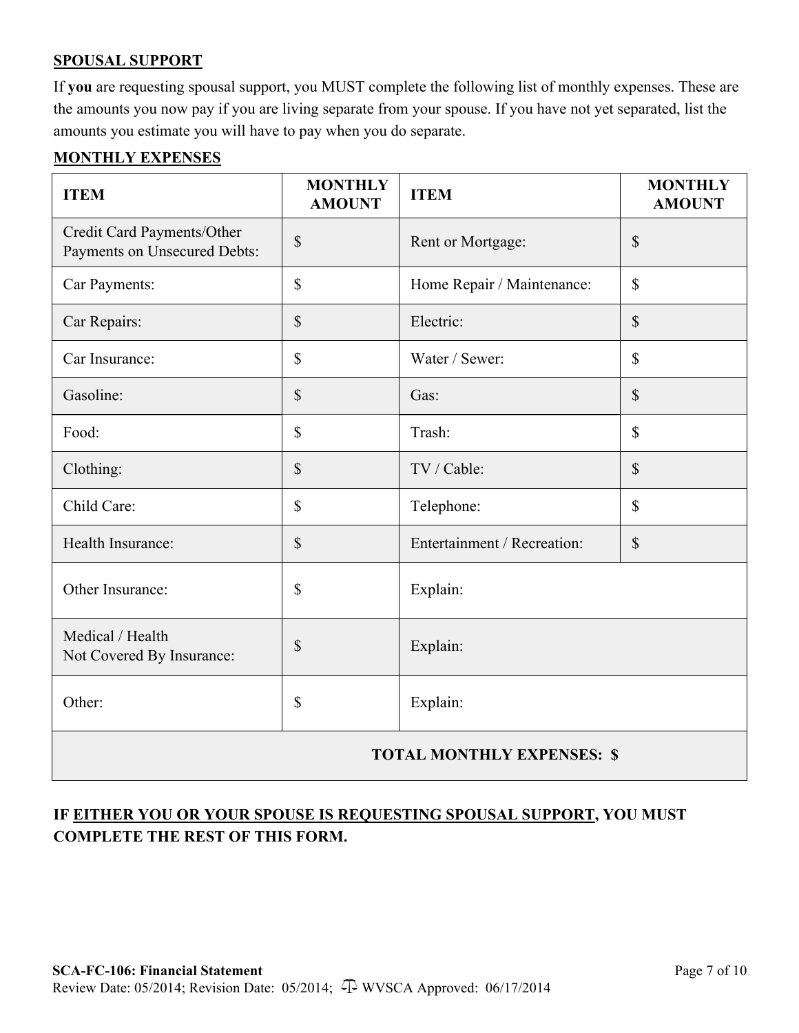## SPOUSAL SUPPORT

If **you** are requesting spousal support, you MUST complete the following list of monthly expenses. These are the amounts you now pay if you are living separate from your spouse. If you have not yet separated, list the amounts you estimate you will have to pay when you do separate.

### MONTHLY EXPENSES

| ITEM | MONTHLY AMOUNT | ITEM | MONTHLY AMOUNT |
|---|---|---|---|
| Credit Card Payments/Other Payments on Unsecured Debts: | $ | Rent or Mortgage: | $ |
| Car Payments: | $ | Home Repair / Maintenance: | $ |
| Car Repairs: | $ | Electric: | $ |
| Car Insurance: | $ | Water / Sewer: | $ |
| Gasoline: | $ | Gas: | $ |
| Food: | $ | Trash: | $ |
| Clothing: | $ | TV / Cable: | $ |
| Child Care: | $ | Telephone: | $ |
| Health Insurance: | $ | Entertainment / Recreation: | $ |
| Other Insurance: | $ | Explain: | |
| Medical / Health Not Covered By Insurance: | $ | Explain: | |
| Other: | $ | Explain: | |
| **TOTAL MONTHLY EXPENSES: $** | | | |

**IF EITHER YOU OR YOUR SPOUSE IS REQUESTING SPOUSAL SUPPORT, YOU MUST COMPLETE THE REST OF THIS FORM.**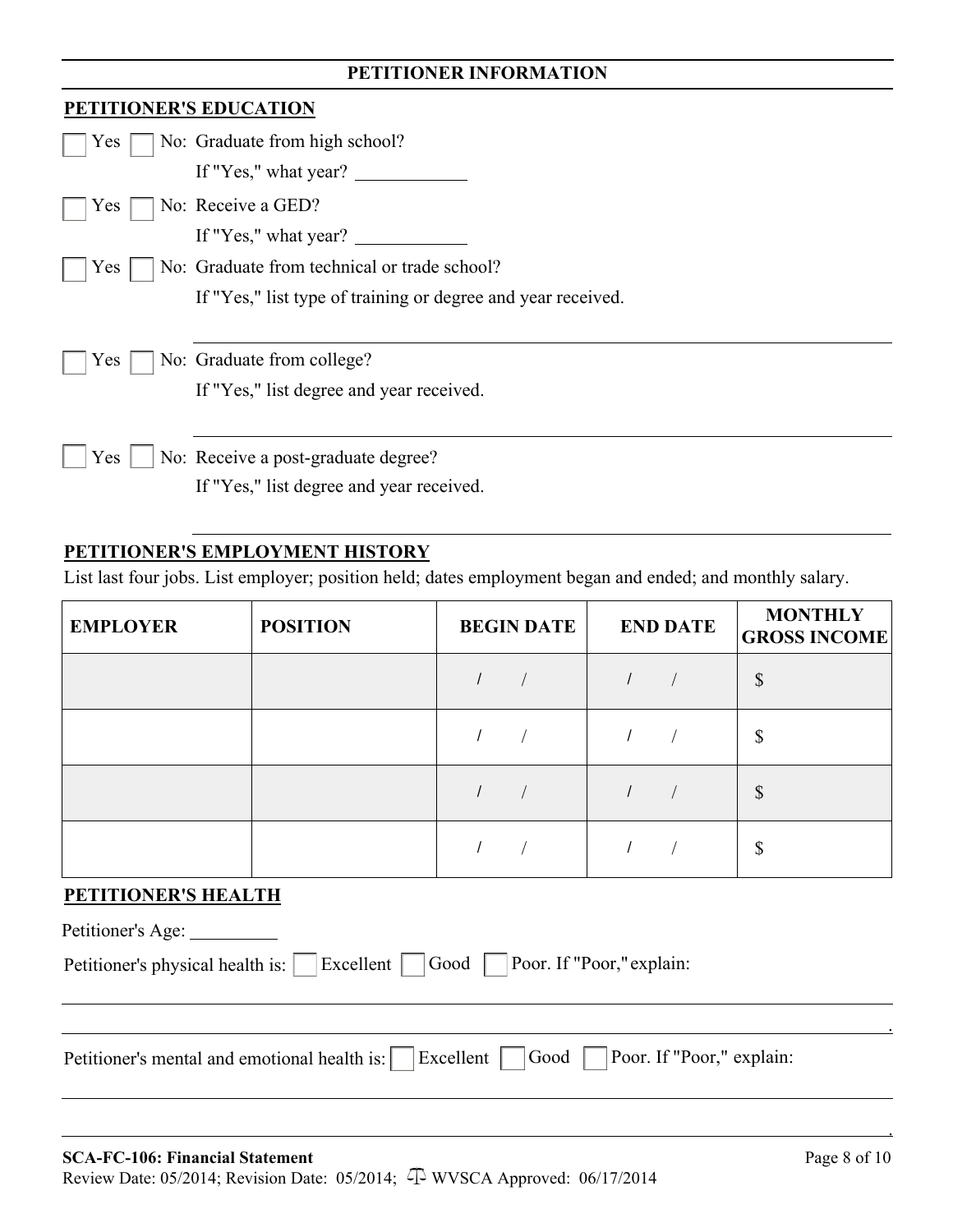## PETITIONER INFORMATION

### PETITIONER'S EDUCATION

☐ Yes ☐ No: Graduate from high school?
If "Yes," what year? ____________

☐ Yes ☐ No: Receive a GED?
If "Yes," what year? ____________

☐ Yes ☐ No: Graduate from technical or trade school?
If "Yes," list type of training or degree and year received.

______________________________________________________________

☐ Yes ☐ No: Graduate from college?
If "Yes," list degree and year received.

______________________________________________________________

☐ Yes ☐ No: Receive a post-graduate degree?
If "Yes," list degree and year received.

______________________________________________________________

### PETITIONER'S EMPLOYMENT HISTORY

List last four jobs. List employer; position held; dates employment began and ended; and monthly salary.

| EMPLOYER | POSITION | BEGIN DATE | END DATE | MONTHLY GROSS INCOME |
|---|---|---|---|---|
| | | / / | / / | $ |
| | | / / | / / | $ |
| | | / / | / / | $ |
| | | / / | / / | $ |

### PETITIONER'S HEALTH

Petitioner's Age: __________

Petitioner's physical health is: ☐ Excellent ☐ Good ☐ Poor. If "Poor," explain:

______________________________________________________________

______________________________________________________________.

Petitioner's mental and emotional health is: ☐ Excellent ☐ Good ☐ Poor. If "Poor," explain:

______________________________________________________________

______________________________________________________________.

**SCA-FC-106: Financial Statement**
Review Date: 05/2014; Revision Date: 05/2014; WVSCA Approved: 06/17/2014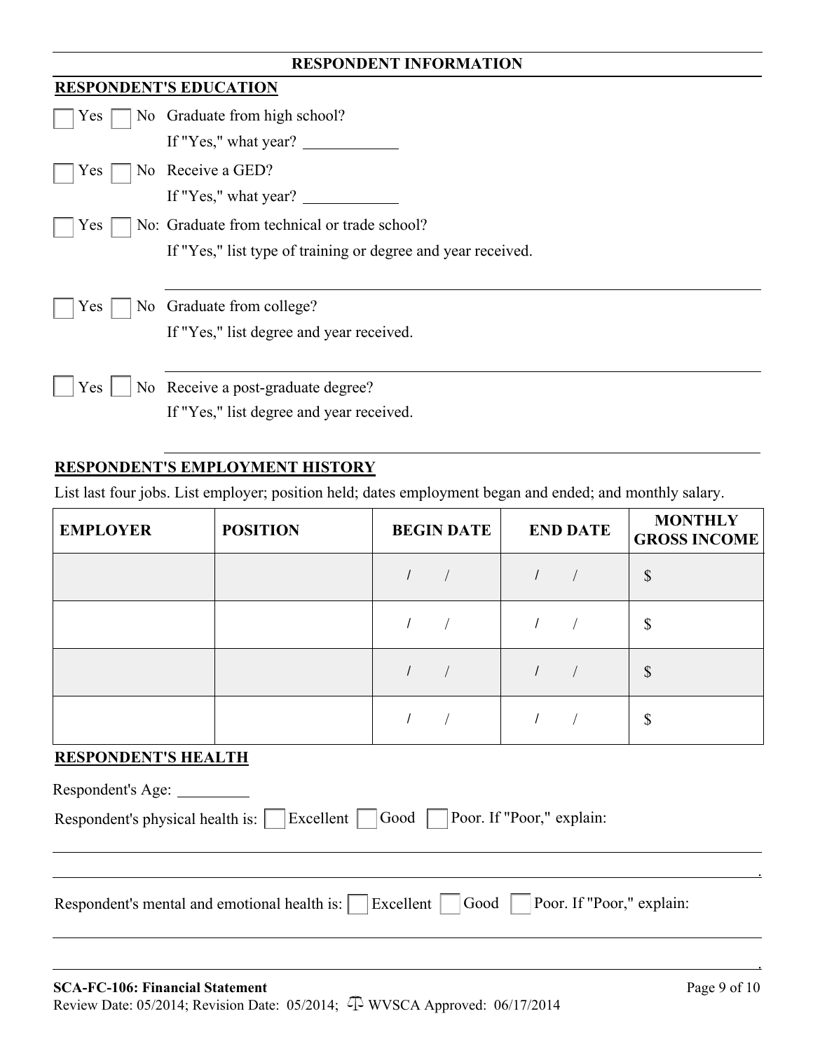## RESPONDENT INFORMATION

### RESPONDENT'S EDUCATION

☐ Yes ☐ No Graduate from high school?
If "Yes," what year? ____________

☐ Yes ☐ No Receive a GED?
If "Yes," what year? ____________

☐ Yes ☐ No: Graduate from technical or trade school?
If "Yes," list type of training or degree and year received.

______________________________________________________________

☐ Yes ☐ No Graduate from college?
If "Yes," list degree and year received.

______________________________________________________________

☐ Yes ☐ No Receive a post-graduate degree?
If "Yes," list degree and year received.

______________________________________________________________

### RESPONDENT'S EMPLOYMENT HISTORY

List last four jobs. List employer; position held; dates employment began and ended; and monthly salary.

| EMPLOYER | POSITION | BEGIN DATE | END DATE | MONTHLY GROSS INCOME |
|---|---|---|---|---|
| | | / / | / / | $ |
| | | / / | / / | $ |
| | | / / | / / | $ |
| | | / / | / / | $ |

### RESPONDENT'S HEALTH

Respondent's Age: _________

Respondent's physical health is: ☐ Excellent ☐ Good ☐ Poor. If "Poor," explain:

______________________________________________________________

______________________________________________________________.

Respondent's mental and emotional health is: ☐ Excellent ☐ Good ☐ Poor. If "Poor," explain:

______________________________________________________________

______________________________________________________________.

**SCA-FC-106: Financial Statement**
Review Date: 05/2014; Revision Date: 05/2014; WVSCA Approved: 06/17/2014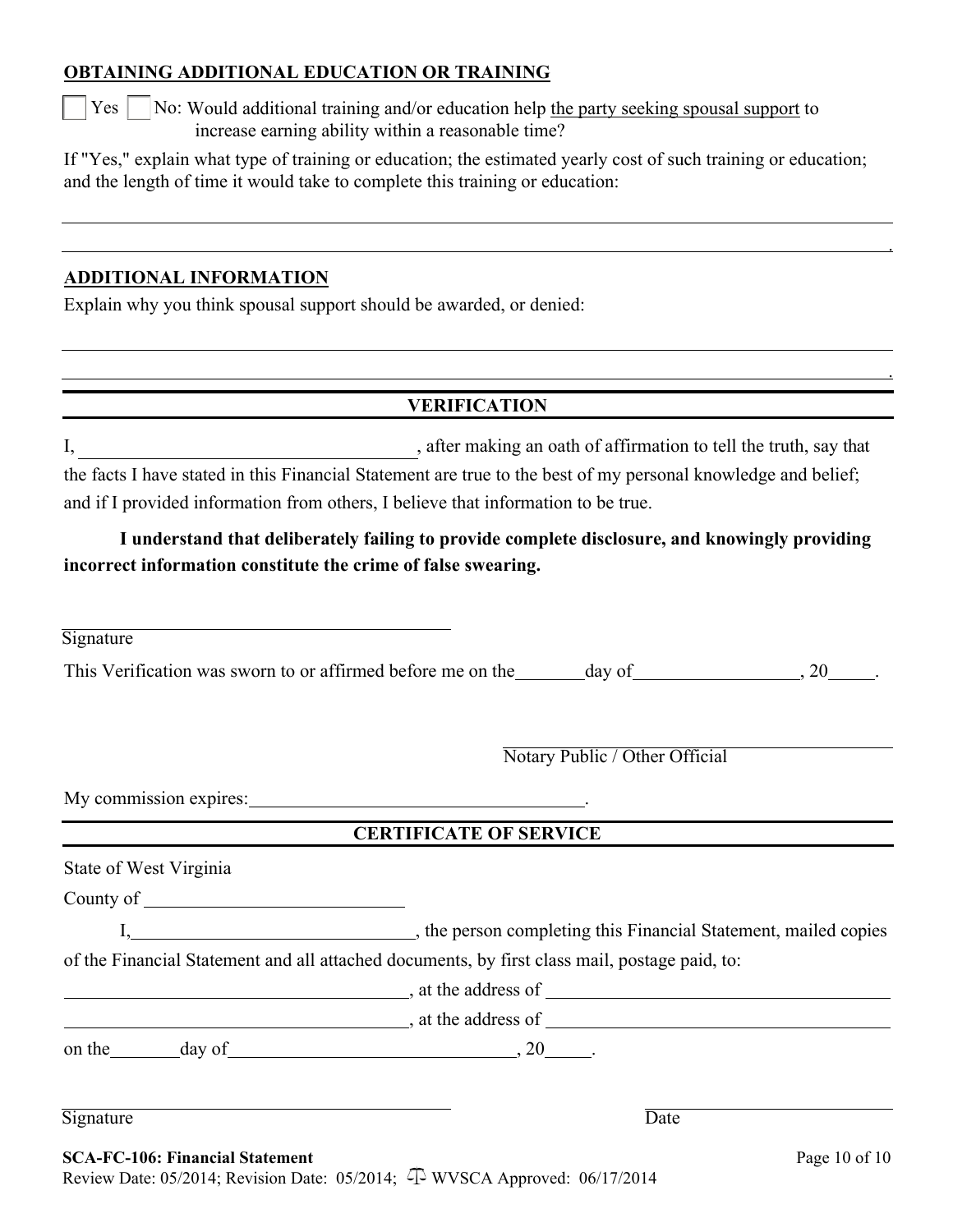**OBTAINING ADDITIONAL EDUCATION OR TRAINING**

☐ Yes ☐ No: Would additional training and/or education help the party seeking spousal support to increase earning ability within a reasonable time?

If "Yes," explain what type of training or education; the estimated yearly cost of such training or education; and the length of time it would take to complete this training or education:

______________________________________________________________________________

______________________________________________________________________________.

**ADDITIONAL INFORMATION**

Explain why you think spousal support should be awarded, or denied:

______________________________________________________________________________

______________________________________________________________________________.

**VERIFICATION**

I, ______________________________, after making an oath of affirmation to tell the truth, say that the facts I have stated in this Financial Statement are true to the best of my personal knowledge and belief; and if I provided information from others, I believe that information to be true.

**I understand that deliberately failing to provide complete disclosure, and knowingly providing incorrect information constitute the crime of false swearing.**

______________________________
Signature

This Verification was sworn to or affirmed before me on the ______ day of ________________, 20____.

______________________________
Notary Public / Other Official

My commission expires: ______________________________.

**CERTIFICATE OF SERVICE**

State of West Virginia

County of ______________________

I, ______________________________, the person completing this Financial Statement, mailed copies of the Financial Statement and all attached documents, by first class mail, postage paid, to:

______________________________, at the address of ______________________________

______________________________, at the address of ______________________________

on the ______ day of ______________________________, 20____.

______________________________ ______________________
Signature Date

**SCA-FC-106: Financial Statement**

Review Date: 05/2014; Revision Date: 05/2014; WVSCA Approved: 06/17/2014